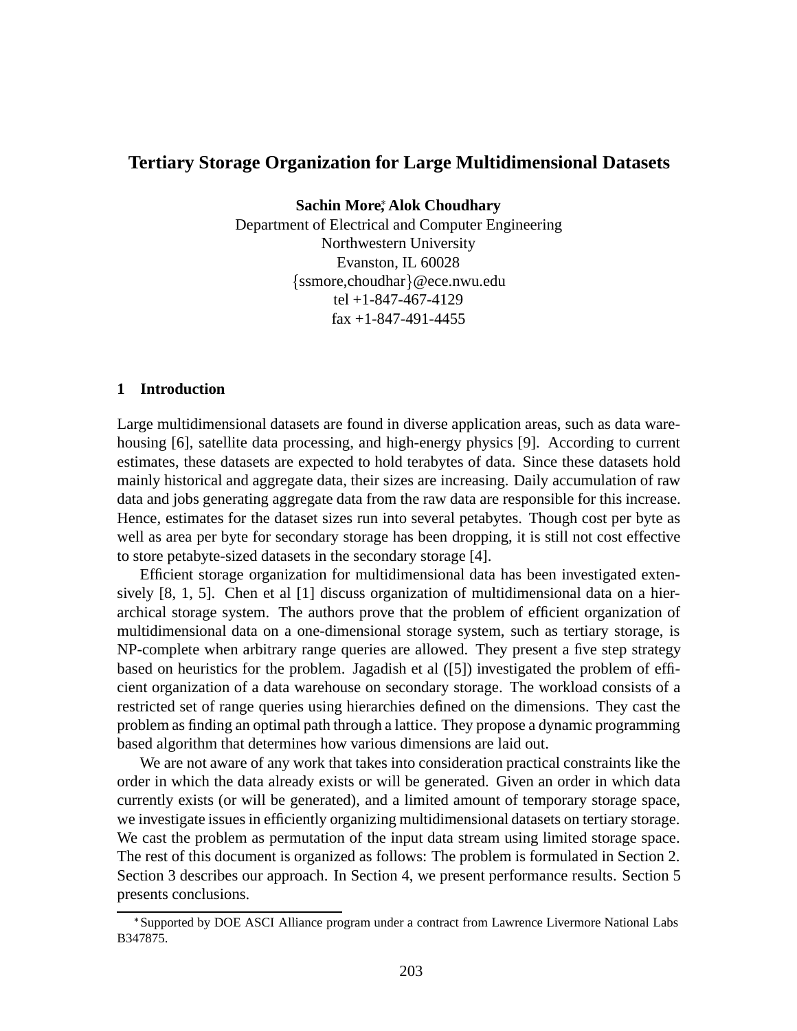# Tertiary Storage Organization for Large Multidimensional Datasets

**Sachin More[*], Alok Choudhary**
Department of Electrical and Computer Engineering
Northwestern University
Evanston, IL 60028
{ssmore,choudhar}@ece.nwu.edu
tel +1-847-467-4129
fax +1-847-491-4455

## 1 Introduction

Large multidimensional datasets are found in diverse application areas, such as data warehousing [6], satellite data processing, and high-energy physics [9]. According to current estimates, these datasets are expected to hold terabytes of data. Since these datasets hold mainly historical and aggregate data, their sizes are increasing. Daily accumulation of raw data and jobs generating aggregate data from the raw data are responsible for this increase. Hence, estimates for the dataset sizes run into several petabytes. Though cost per byte as well as area per byte for secondary storage has been dropping, it is still not cost effective to store petabyte-sized datasets in the secondary storage [4].

Efficient storage organization for multidimensional data has been investigated extensively [8, 1, 5]. Chen et al [1] discuss organization of multidimensional data on a hierarchical storage system. The authors prove that the problem of efficient organization of multidimensional data on a one-dimensional storage system, such as tertiary storage, is NP-complete when arbitrary range queries are allowed. They present a five step strategy based on heuristics for the problem. Jagadish et al ([5]) investigated the problem of efficient organization of a data warehouse on secondary storage. The workload consists of a restricted set of range queries using hierarchies defined on the dimensions. They cast the problem as finding an optimal path through a lattice. They propose a dynamic programming based algorithm that determines how various dimensions are laid out.

We are not aware of any work that takes into consideration practical constraints like the order in which the data already exists or will be generated. Given an order in which data currently exists (or will be generated), and a limited amount of temporary storage space, we investigate issues in efficiently organizing multidimensional datasets on tertiary storage. We cast the problem as permutation of the input data stream using limited storage space. The rest of this document is organized as follows: The problem is formulated in Section 2. Section 3 describes our approach. In Section 4, we present performance results. Section 5 presents conclusions.

[*] Supported by DOE ASCI Alliance program under a contract from Lawrence Livermore National Labs B347875.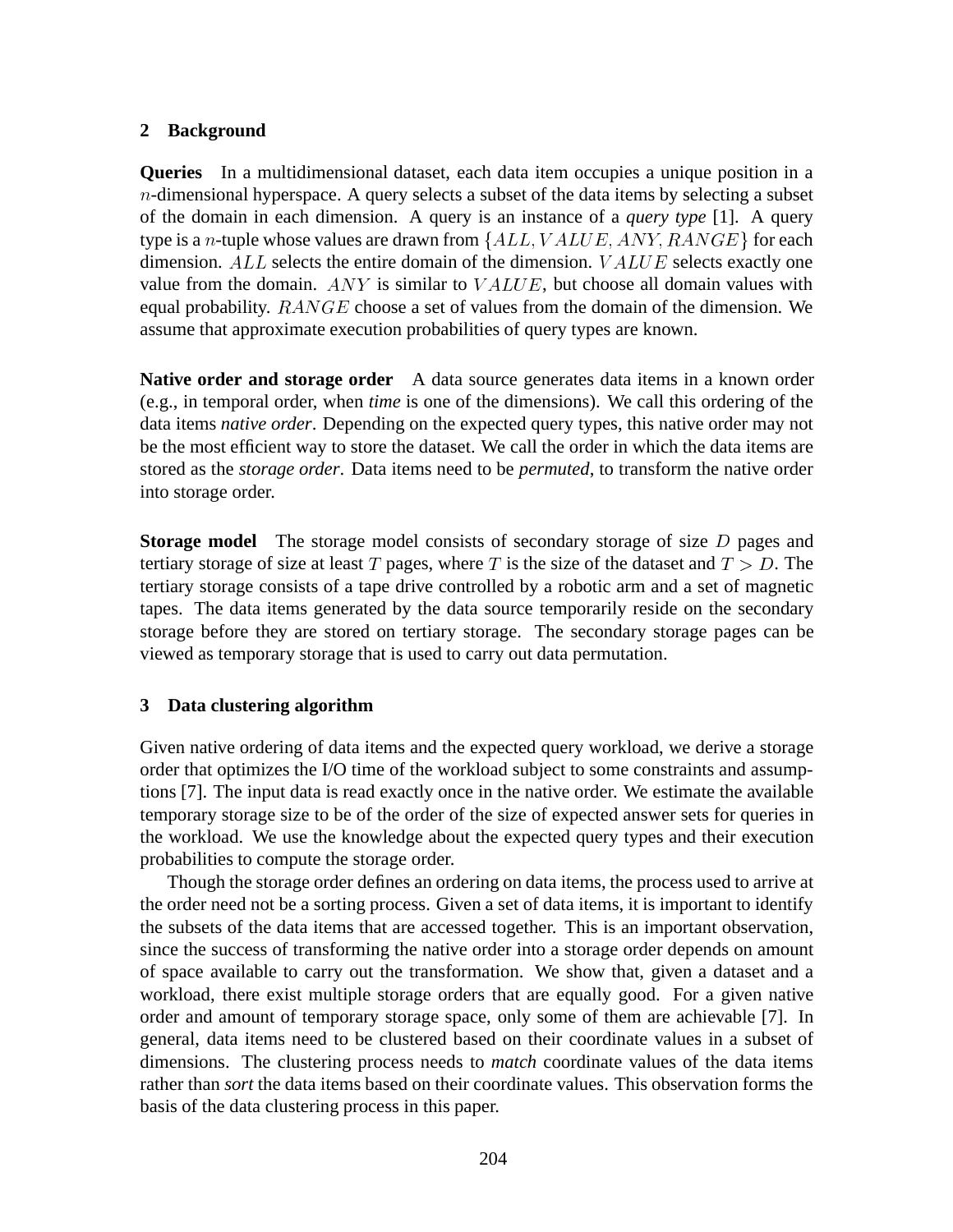## 2 Background

**Queries** In a multidimensional dataset, each data item occupies a unique position in a $n$-dimensional hyperspace. A query selects a subset of the data items by selecting a subset of the domain in each dimension. A query is an instance of a ***query type*** [1]. A query type is a $n$-tuple whose values are drawn from $\{ALL, VALUE, ANY, RANGE\}$ for each dimension. $ALL$ selects the entire domain of the dimension. $VALUE$ selects exactly one value from the domain. $ANY$ is similar to $VALUE$, but choose all domain values with equal probability. $RANGE$ choose a set of values from the domain of the dimension. We assume that approximate execution probabilities of query types are known.

**Native order and storage order** A data source generates data items in a known order (e.g., in temporal order, when *time* is one of the dimensions). We call this ordering of the data items *native order*. Depending on the expected query types, this native order may not be the most efficient way to store the dataset. We call the order in which the data items are stored as the *storage order*. Data items need to be *permuted*, to transform the native order into storage order.

**Storage model** The storage model consists of secondary storage of size $D$ pages and tertiary storage of size at least $T$ pages, where $T$ is the size of the dataset and $T > D$. The tertiary storage consists of a tape drive controlled by a robotic arm and a set of magnetic tapes. The data items generated by the data source temporarily reside on the secondary storage before they are stored on tertiary storage. The secondary storage pages can be viewed as temporary storage that is used to carry out data permutation.

## 3 Data clustering algorithm

Given native ordering of data items and the expected query workload, we derive a storage order that optimizes the I/O time of the workload subject to some constraints and assumptions [7]. The input data is read exactly once in the native order. We estimate the available temporary storage size to be of the order of the size of expected answer sets for queries in the workload. We use the knowledge about the expected query types and their execution probabilities to compute the storage order.

Though the storage order defines an ordering on data items, the process used to arrive at the order need not be a sorting process. Given a set of data items, it is important to identify the subsets of the data items that are accessed together. This is an important observation, since the success of transforming the native order into a storage order depends on amount of space available to carry out the transformation. We show that, given a dataset and a workload, there exist multiple storage orders that are equally good. For a given native order and amount of temporary storage space, only some of them are achievable [7]. In general, data items need to be clustered based on their coordinate values in a subset of dimensions. The clustering process needs to *match* coordinate values of the data items rather than *sort* the data items based on their coordinate values. This observation forms the basis of the data clustering process in this paper.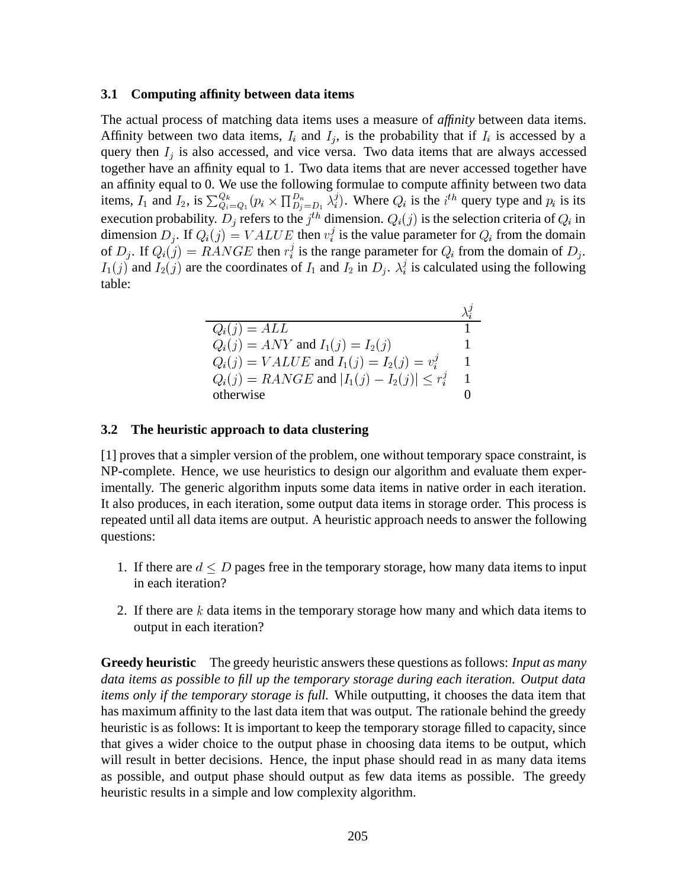### 3.1 Computing affinity between data items

The actual process of matching data items uses a measure of *affinity* between data items. Affinity between two data items, $I_i$ and $I_j$, is the probability that if $I_i$ is accessed by a query then $I_j$ is also accessed, and vice versa. Two data items that are always accessed together have an affinity equal to 1. Two data items that are never accessed together have an affinity equal to 0. We use the following formulae to compute affinity between two data items, $I_1$ and $I_2$, is $\sum_{Q_i=Q_1}^{Q_k}(p_i \times \prod_{D_j=D_1}^{D_n} \lambda_i^j)$. Where $Q_i$ is the $i^{th}$ query type and $p_i$ is its execution probability. $D_j$ refers to the $j^{th}$ dimension. $Q_i(j)$ is the selection criteria of $Q_i$ in dimension $D_j$. If $Q_i(j) = VALUE$ then $v_i^j$ is the value parameter for $Q_i$ from the domain of $D_j$. If $Q_i(j) = RANGE$ then $r_i^j$ is the range parameter for $Q_i$ from the domain of $D_j$. $I_1(j)$ and $I_2(j)$ are the coordinates of $I_1$ and $I_2$ in $D_j$. $\lambda_i^j$ is calculated using the following table:

| | $\lambda_i^j$ |
|---|---|
| $Q_i(j) = ALL$ | 1 |
| $Q_i(j) = ANY$ and $I_1(j) = I_2(j)$ | 1 |
| $Q_i(j) = VALUE$ and $I_1(j) = I_2(j) = v_i^j$ | 1 |
| $Q_i(j) = RANGE$ and $\|I_1(j) - I_2(j)\| \leq r_i^j$ | 1 |
| otherwise | 0 |

### 3.2 The heuristic approach to data clustering

[1] proves that a simpler version of the problem, one without temporary space constraint, is NP-complete. Hence, we use heuristics to design our algorithm and evaluate them experimentally. The generic algorithm inputs some data items in native order in each iteration. It also produces, in each iteration, some output data items in storage order. This process is repeated until all data items are output. A heuristic approach needs to answer the following questions:

1. If there are $d \leq D$ pages free in the temporary storage, how many data items to input in each iteration?
2. If there are $k$ data items in the temporary storage how many and which data items to output in each iteration?

**Greedy heuristic** The greedy heuristic answers these questions as follows: *Input as many data items as possible to fill up the temporary storage during each iteration. Output data items only if the temporary storage is full.* While outputting, it chooses the data item that has maximum affinity to the last data item that was output. The rationale behind the greedy heuristic is as follows: It is important to keep the temporary storage filled to capacity, since that gives a wider choice to the output phase in choosing data items to be output, which will result in better decisions. Hence, the input phase should read in as many data items as possible, and output phase should output as few data items as possible. The greedy heuristic results in a simple and low complexity algorithm.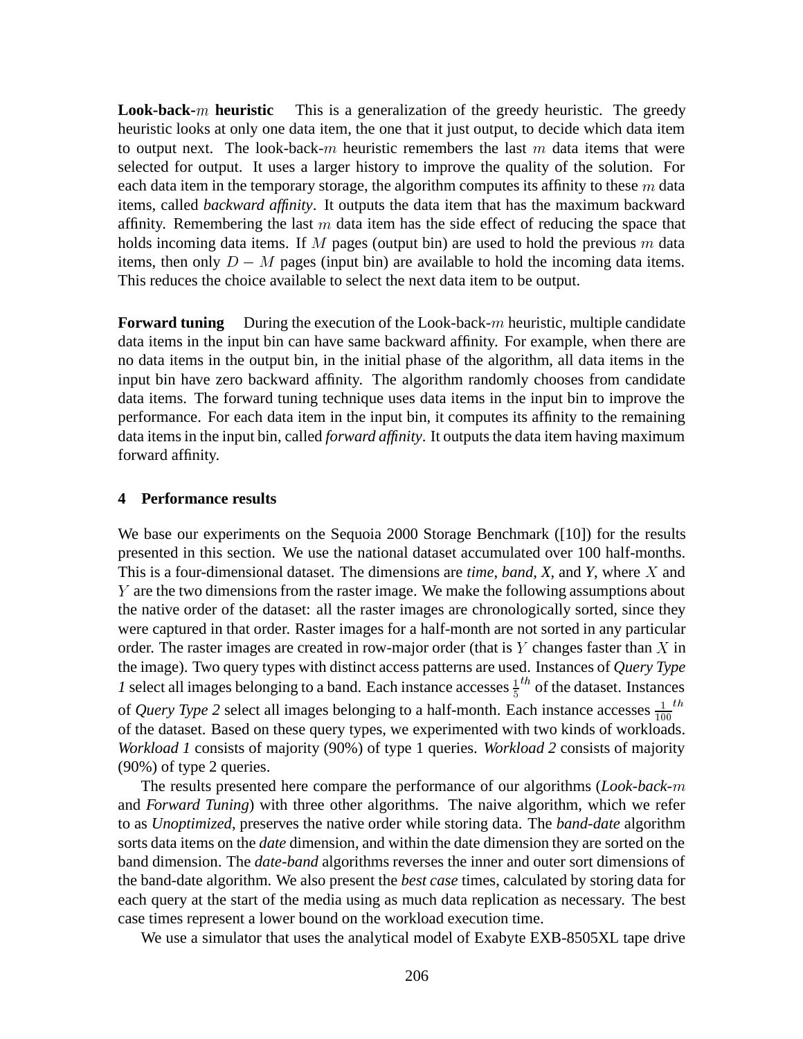**Look-back-$m$ heuristic** This is a generalization of the greedy heuristic. The greedy heuristic looks at only one data item, the one that it just output, to decide which data item to output next. The look-back-$m$ heuristic remembers the last $m$ data items that were selected for output. It uses a larger history to improve the quality of the solution. For each data item in the temporary storage, the algorithm computes its affinity to these $m$ data items, called *backward affinity*. It outputs the data item that has the maximum backward affinity. Remembering the last $m$ data item has the side effect of reducing the space that holds incoming data items. If $M$ pages (output bin) are used to hold the previous $m$ data items, then only $D - M$ pages (input bin) are available to hold the incoming data items. This reduces the choice available to select the next data item to be output.

**Forward tuning** During the execution of the Look-back-$m$ heuristic, multiple candidate data items in the input bin can have same backward affinity. For example, when there are no data items in the output bin, in the initial phase of the algorithm, all data items in the input bin have zero backward affinity. The algorithm randomly chooses from candidate data items. The forward tuning technique uses data items in the input bin to improve the performance. For each data item in the input bin, it computes its affinity to the remaining data items in the input bin, called *forward affinity*. It outputs the data item having maximum forward affinity.

## 4 Performance results

We base our experiments on the Sequoia 2000 Storage Benchmark ([10]) for the results presented in this section. We use the national dataset accumulated over 100 half-months. This is a four-dimensional dataset. The dimensions are *time*, *band*, *X*, and *Y*, where $X$ and $Y$ are the two dimensions from the raster image. We make the following assumptions about the native order of the dataset: all the raster images are chronologically sorted, since they were captured in that order. Raster images for a half-month are not sorted in any particular order. The raster images are created in row-major order (that is $Y$ changes faster than $X$ in the image). Two query types with distinct access patterns are used. Instances of *Query Type 1* select all images belonging to a band. Each instance accesses $\frac{1}{5}^{th}$ of the dataset. Instances of *Query Type 2* select all images belonging to a half-month. Each instance accesses $\frac{1}{100}^{th}$ of the dataset. Based on these query types, we experimented with two kinds of workloads. *Workload 1* consists of majority (90%) of type 1 queries. *Workload 2* consists of majority (90%) of type 2 queries.

The results presented here compare the performance of our algorithms (*Look-back-$m$* and *Forward Tuning*) with three other algorithms. The naive algorithm, which we refer to as *Unoptimized*, preserves the native order while storing data. The *band-date* algorithm sorts data items on the *date* dimension, and within the date dimension they are sorted on the band dimension. The *date-band* algorithms reverses the inner and outer sort dimensions of the band-date algorithm. We also present the *best case* times, calculated by storing data for each query at the start of the media using as much data replication as necessary. The best case times represent a lower bound on the workload execution time.

We use a simulator that uses the analytical model of Exabyte EXB-8505XL tape drive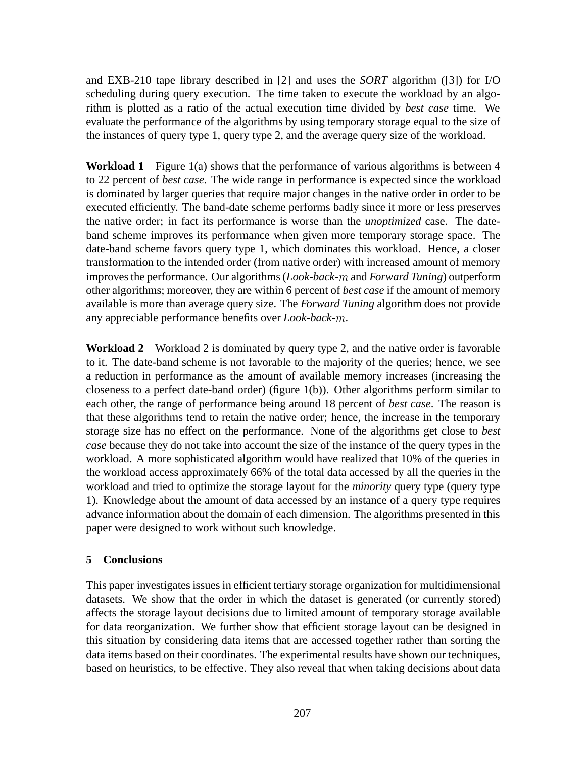and EXB-210 tape library described in [2] and uses the *SORT* algorithm ([3]) for I/O scheduling during query execution. The time taken to execute the workload by an algorithm is plotted as a ratio of the actual execution time divided by *best case* time. We evaluate the performance of the algorithms by using temporary storage equal to the size of the instances of query type 1, query type 2, and the average query size of the workload.

**Workload 1** Figure 1(a) shows that the performance of various algorithms is between 4 to 22 percent of *best case*. The wide range in performance is expected since the workload is dominated by larger queries that require major changes in the native order in order to be executed efficiently. The band-date scheme performs badly since it more or less preserves the native order; in fact its performance is worse than the *unoptimized* case. The date-band scheme improves its performance when given more temporary storage space. The date-band scheme favors query type 1, which dominates this workload. Hence, a closer transformation to the intended order (from native order) with increased amount of memory improves the performance. Our algorithms (*Look-back-$m$* and *Forward Tuning*) outperform other algorithms; moreover, they are within 6 percent of *best case* if the amount of memory available is more than average query size. The *Forward Tuning* algorithm does not provide any appreciable performance benefits over *Look-back-$m$*.

**Workload 2** Workload 2 is dominated by query type 2, and the native order is favorable to it. The date-band scheme is not favorable to the majority of the queries; hence, we see a reduction in performance as the amount of available memory increases (increasing the closeness to a perfect date-band order) (figure 1(b)). Other algorithms perform similar to each other, the range of performance being around 18 percent of *best case*. The reason is that these algorithms tend to retain the native order; hence, the increase in the temporary storage size has no effect on the performance. None of the algorithms get close to *best case* because they do not take into account the size of the instance of the query types in the workload. A more sophisticated algorithm would have realized that 10% of the queries in the workload access approximately 66% of the total data accessed by all the queries in the workload and tried to optimize the storage layout for the *minority* query type (query type 1). Knowledge about the amount of data accessed by an instance of a query type requires advance information about the domain of each dimension. The algorithms presented in this paper were designed to work without such knowledge.

## 5 Conclusions

This paper investigates issues in efficient tertiary storage organization for multidimensional datasets. We show that the order in which the dataset is generated (or currently stored) affects the storage layout decisions due to limited amount of temporary storage available for data reorganization. We further show that efficient storage layout can be designed in this situation by considering data items that are accessed together rather than sorting the data items based on their coordinates. The experimental results have shown our techniques, based on heuristics, to be effective. They also reveal that when taking decisions about data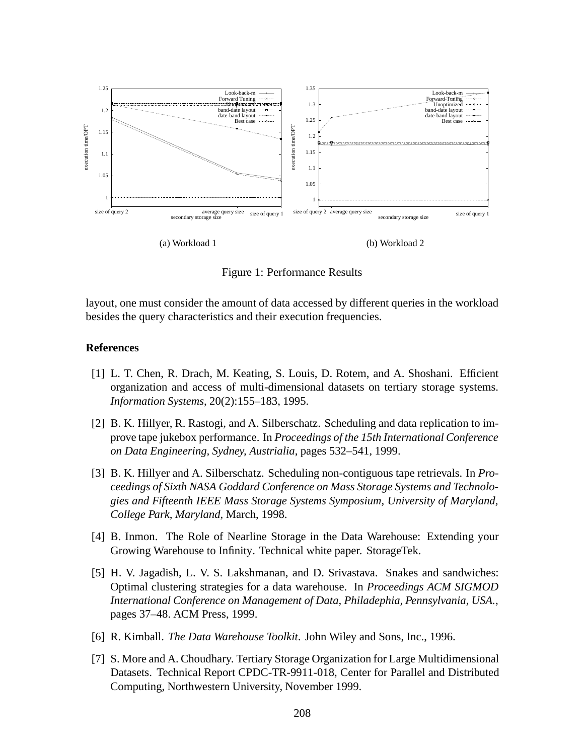(a) Workload 1

(b) Workload 2

Figure 1: Performance Results

layout, one must consider the amount of data accessed by different queries in the workload besides the query characteristics and their execution frequencies.

## References

[1] L. T. Chen, R. Drach, M. Keating, S. Louis, D. Rotem, and A. Shoshani. Efficient organization and access of multi-dimensional datasets on tertiary storage systems. *Information Systems*, 20(2):155–183, 1995.

[2] B. K. Hillyer, R. Rastogi, and A. Silberschatz. Scheduling and data replication to improve tape jukebox performance. In *Proceedings of the 15th International Conference on Data Engineering, Sydney, Austrialia*, pages 532–541, 1999.

[3] B. K. Hillyer and A. Silberschatz. Scheduling non-contiguous tape retrievals. In *Proceedings of Sixth NASA Goddard Conference on Mass Storage Systems and Technologies and Fifteenth IEEE Mass Storage Systems Symposium, University of Maryland, College Park, Maryland*, March, 1998.

[4] B. Inmon. The Role of Nearline Storage in the Data Warehouse: Extending your Growing Warehouse to Infinity. Technical white paper. StorageTek.

[5] H. V. Jagadish, L. V. S. Lakshmanan, and D. Srivastava. Snakes and sandwiches: Optimal clustering strategies for a data warehouse. In *Proceedings ACM SIGMOD International Conference on Management of Data, Philadephia, Pennsylvania, USA.*, pages 37–48. ACM Press, 1999.

[6] R. Kimball. *The Data Warehouse Toolkit*. John Wiley and Sons, Inc., 1996.

[7] S. More and A. Choudhary. Tertiary Storage Organization for Large Multidimensional Datasets. Technical Report CPDC-TR-9911-018, Center for Parallel and Distributed Computing, Northwestern University, November 1999.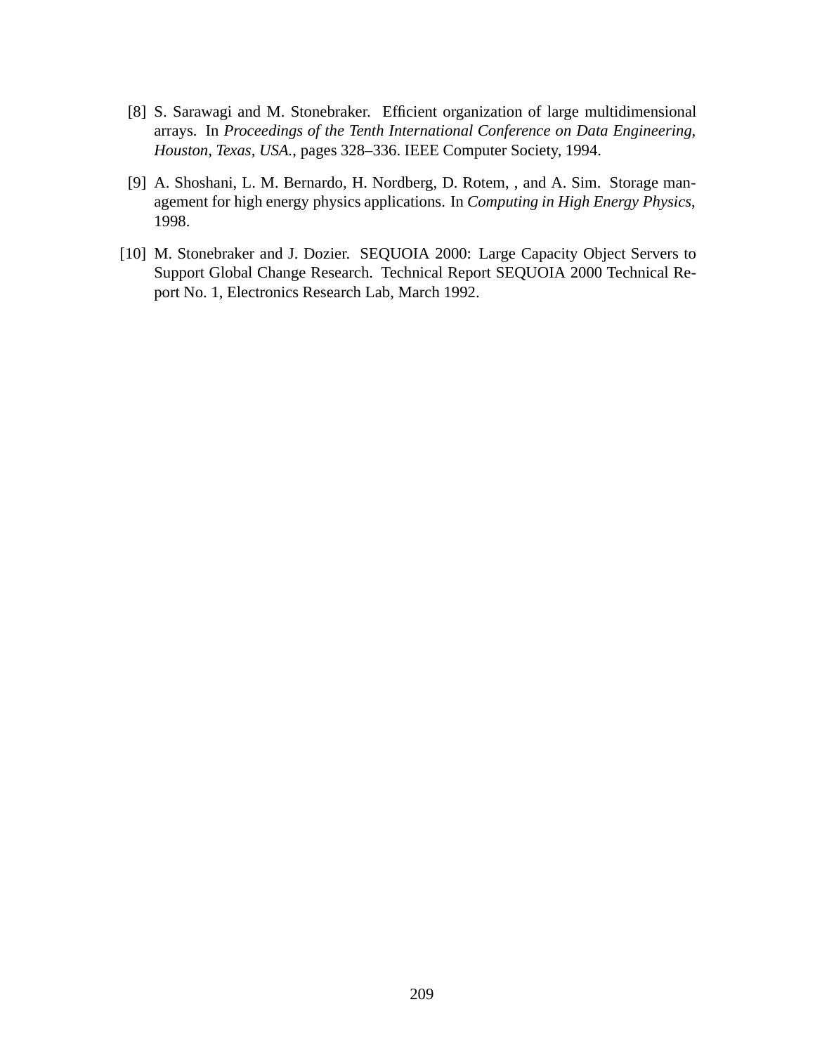[8] S. Sarawagi and M. Stonebraker. Efficient organization of large multidimensional arrays. In *Proceedings of the Tenth International Conference on Data Engineering, Houston, Texas, USA.*, pages 328–336. IEEE Computer Society, 1994.

[9] A. Shoshani, L. M. Bernardo, H. Nordberg, D. Rotem, , and A. Sim. Storage management for high energy physics applications. In *Computing in High Energy Physics*, 1998.

[10] M. Stonebraker and J. Dozier. SEQUOIA 2000: Large Capacity Object Servers to Support Global Change Research. Technical Report SEQUOIA 2000 Technical Report No. 1, Electronics Research Lab, March 1992.